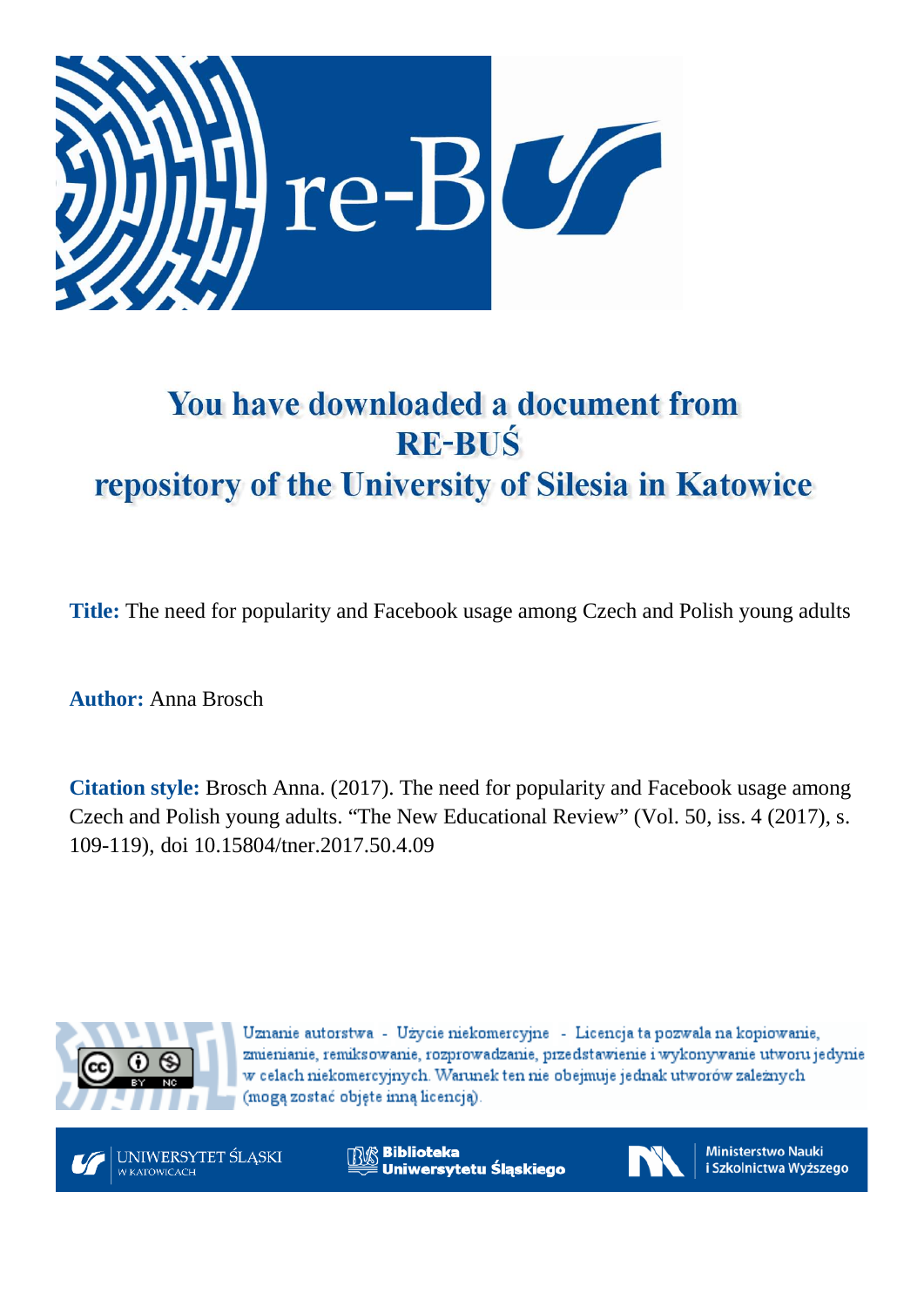# You have downloaded a document from RE-BUŚ repository of the University of Silesia in Katowice

**Title:** The need for popularity and Facebook usage among Czech and Polish young adults

**Author:** Anna Brosch

**Citation style:** Brosch Anna. (2017). The need for popularity and Facebook usage among Czech and Polish young adults. "The New Educational Review" (Vol. 50, iss. 4 (2017), s. 109-119), doi 10.15804/tner.2017.50.4.09

Uznanie autorstwa - Użycie niekomercyjne - Licencja ta pozwala na kopiowanie, zmienianie, remiksowanie, rozprowadzanie, przedstawienie i wykonywanie utworu jedynie w celach niekomercyjnych. Warunek ten nie obejmuje jednak utworów zależnych (mogą zostać objęte inną licencją).

UNIWERSYTET ŚLĄSKI W KATOWICACH

Biblioteka Uniwersytetu Śląskiego

Ministerstwo Nauki i Szkolnictwa Wyższego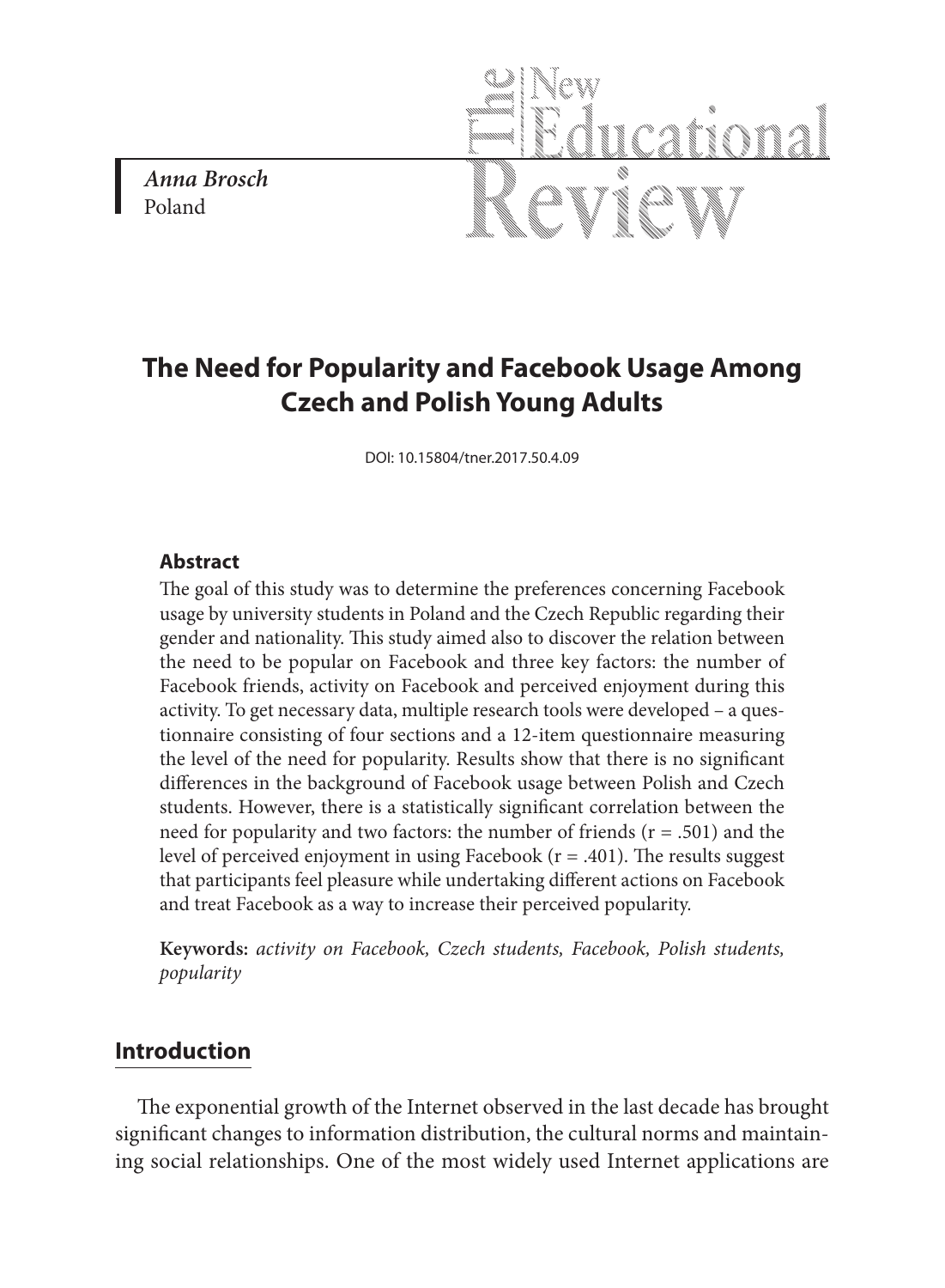*Anna Brosch*
Poland

# The Need for Popularity and Facebook Usage Among Czech and Polish Young Adults

DOI: 10.15804/tner.2017.50.4.09

### Abstract

The goal of this study was to determine the preferences concerning Facebook usage by university students in Poland and the Czech Republic regarding their gender and nationality. This study aimed also to discover the relation between the need to be popular on Facebook and three key factors: the number of Facebook friends, activity on Facebook and perceived enjoyment during this activity. To get necessary data, multiple research tools were developed – a questionnaire consisting of four sections and a 12-item questionnaire measuring the level of the need for popularity. Results show that there is no significant differences in the background of Facebook usage between Polish and Czech students. However, there is a statistically significant correlation between the need for popularity and two factors: the number of friends ($r = .501$) and the level of perceived enjoyment in using Facebook ($r = .401$). The results suggest that participants feel pleasure while undertaking different actions on Facebook and treat Facebook as a way to increase their perceived popularity.

**Keywords:** *activity on Facebook, Czech students, Facebook, Polish students, popularity*

## Introduction

The exponential growth of the Internet observed in the last decade has brought significant changes to information distribution, the cultural norms and maintaining social relationships. One of the most widely used Internet applications are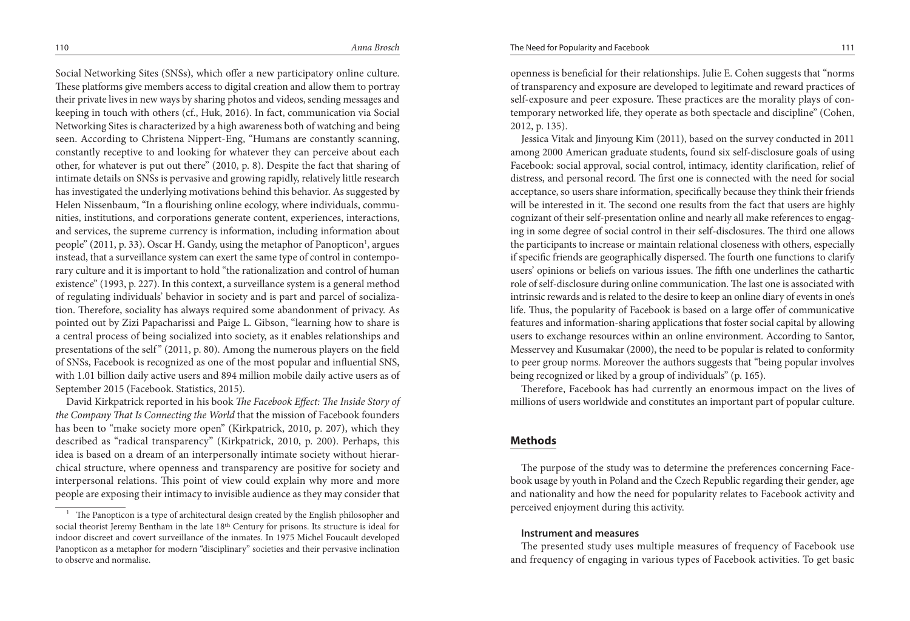Social Networking Sites (SNSs), which offer a new participatory online culture. These platforms give members access to digital creation and allow them to portray their private lives in new ways by sharing photos and videos, sending messages and keeping in touch with others (cf., Huk, 2016). In fact, communication via Social Networking Sites is characterized by a high awareness both of watching and being seen. According to Christena Nippert-Eng, "Humans are constantly scanning, constantly receptive to and looking for whatever they can perceive about each other, for whatever is put out there" (2010, p. 8). Despite the fact that sharing of intimate details on SNSs is pervasive and growing rapidly, relatively little research has investigated the underlying motivations behind this behavior. As suggested by Helen Nissenbaum, "In a flourishing online ecology, where individuals, communities, institutions, and corporations generate content, experiences, interactions, and services, the supreme currency is information, including information about people" (2011, p. 33). Oscar H. Gandy, using the metaphor of Panopticon[1], argues instead, that a surveillance system can exert the same type of control in contemporary culture and it is important to hold "the rationalization and control of human existence" (1993, p. 227). In this context, a surveillance system is a general method of regulating individuals' behavior in society and is part and parcel of socialization. Therefore, sociality has always required some abandonment of privacy. As pointed out by Zizi Papacharissi and Paige L. Gibson, "learning how to share is a central process of being socialized into society, as it enables relationships and presentations of the self" (2011, p. 80). Among the numerous players on the field of SNSs, Facebook is recognized as one of the most popular and influential SNS, with 1.01 billion daily active users and 894 million mobile daily active users as of September 2015 (Facebook. Statistics, 2015).

David Kirkpatrick reported in his book *The Facebook Effect: The Inside Story of the Company That Is Connecting the World* that the mission of Facebook founders has been to "make society more open" (Kirkpatrick, 2010, p. 207), which they described as "radical transparency" (Kirkpatrick, 2010, p. 200). Perhaps, this idea is based on a dream of an interpersonally intimate society without hierarchical structure, where openness and transparency are positive for society and interpersonal relations. This point of view could explain why more and more people are exposing their intimacy to invisible audience as they may consider that openness is beneficial for their relationships. Julie E. Cohen suggests that "norms of transparency and exposure are developed to legitimate and reward practices of self-exposure and peer exposure. These practices are the morality plays of contemporary networked life, they operate as both spectacle and discipline" (Cohen, 2012, p. 135).

Jessica Vitak and Jinyoung Kim (2011), based on the survey conducted in 2011 among 2000 American graduate students, found six self-disclosure goals of using Facebook: social approval, social control, intimacy, identity clarification, relief of distress, and personal record. The first one is connected with the need for social acceptance, so users share information, specifically because they think their friends will be interested in it. The second one results from the fact that users are highly cognizant of their self-presentation online and nearly all make references to engaging in some degree of social control in their self-disclosures. The third one allows the participants to increase or maintain relational closeness with others, especially if specific friends are geographically dispersed. The fourth one functions to clarify users' opinions or beliefs on various issues. The fifth one underlines the cathartic role of self-disclosure during online communication. The last one is associated with intrinsic rewards and is related to the desire to keep an online diary of events in one's life. Thus, the popularity of Facebook is based on a large offer of communicative features and information-sharing applications that foster social capital by allowing users to exchange resources within an online environment. According to Santor, Messervey and Kusumakar (2000), the need to be popular is related to conformity to peer group norms. Moreover the authors suggests that "being popular involves being recognized or liked by a group of individuals" (p. 165).

Therefore, Facebook has had currently an enormous impact on the lives of millions of users worldwide and constitutes an important part of popular culture.

## Methods

The purpose of the study was to determine the preferences concerning Facebook usage by youth in Poland and the Czech Republic regarding their gender, age and nationality and how the need for popularity relates to Facebook activity and perceived enjoyment during this activity.

### Instrument and measures

The presented study uses multiple measures of frequency of Facebook use and frequency of engaging in various types of Facebook activities. To get basic

[1] The Panopticon is a type of architectural design created by the English philosopher and social theorist Jeremy Bentham in the late 18th Century for prisons. Its structure is ideal for indoor discreet and covert surveillance of the inmates. In 1975 Michel Foucault developed Panopticon as a metaphor for modern "disciplinary" societies and their pervasive inclination to observe and normalise.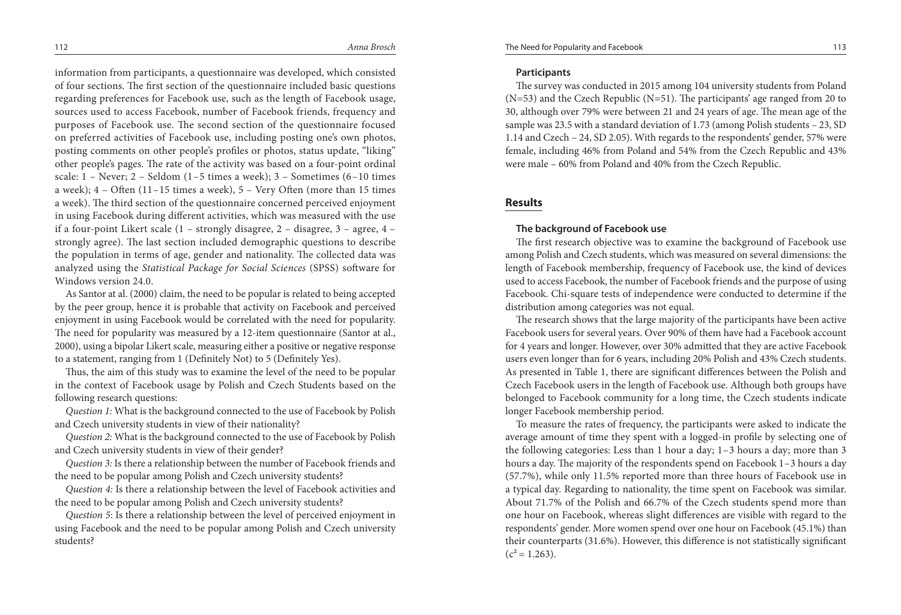information from participants, a questionnaire was developed, which consisted of four sections. The first section of the questionnaire included basic questions regarding preferences for Facebook use, such as the length of Facebook usage, sources used to access Facebook, number of Facebook friends, frequency and purposes of Facebook use. The second section of the questionnaire focused on preferred activities of Facebook use, including posting one's own photos, posting comments on other people's profiles or photos, status update, "liking" other people's pages. The rate of the activity was based on a four-point ordinal scale: 1 – Never; 2 – Seldom (1–5 times a week); 3 – Sometimes (6–10 times a week); 4 – Often (11–15 times a week), 5 – Very Often (more than 15 times a week). The third section of the questionnaire concerned perceived enjoyment in using Facebook during different activities, which was measured with the use if a four-point Likert scale (1 – strongly disagree, 2 – disagree, 3 – agree, 4 – strongly agree). The last section included demographic questions to describe the population in terms of age, gender and nationality. The collected data was analyzed using the *Statistical Package for Social Sciences* (SPSS) software for Windows version 24.0.

As Santor at al. (2000) claim, the need to be popular is related to being accepted by the peer group, hence it is probable that activity on Facebook and perceived enjoyment in using Facebook would be correlated with the need for popularity. The need for popularity was measured by a 12-item questionnaire (Santor at al., 2000), using a bipolar Likert scale, measuring either a positive or negative response to a statement, ranging from 1 (Definitely Not) to 5 (Definitely Yes).

Thus, the aim of this study was to examine the level of the need to be popular in the context of Facebook usage by Polish and Czech Students based on the following research questions:

*Question 1:* What is the background connected to the use of Facebook by Polish and Czech university students in view of their nationality?

*Question 2:* What is the background connected to the use of Facebook by Polish and Czech university students in view of their gender?

*Question 3:* Is there a relationship between the number of Facebook friends and the need to be popular among Polish and Czech university students?

*Question 4:* Is there a relationship between the level of Facebook activities and the need to be popular among Polish and Czech university students?

*Question 5*: Is there a relationship between the level of perceived enjoyment in using Facebook and the need to be popular among Polish and Czech university students?

### Participants

The survey was conducted in 2015 among 104 university students from Poland (N=53) and the Czech Republic (N=51). The participants' age ranged from 20 to 30, although over 79% were between 21 and 24 years of age. The mean age of the sample was 23.5 with a standard deviation of 1.73 (among Polish students – 23, SD 1.14 and Czech – 24, SD 2.05). With regards to the respondents' gender, 57% were female, including 46% from Poland and 54% from the Czech Republic and 43% were male – 60% from Poland and 40% from the Czech Republic.

## Results

### The background of Facebook use

The first research objective was to examine the background of Facebook use among Polish and Czech students, which was measured on several dimensions: the length of Facebook membership, frequency of Facebook use, the kind of devices used to access Facebook, the number of Facebook friends and the purpose of using Facebook. Chi-square tests of independence were conducted to determine if the distribution among categories was not equal.

The research shows that the large majority of the participants have been active Facebook users for several years. Over 90% of them have had a Facebook account for 4 years and longer. However, over 30% admitted that they are active Facebook users even longer than for 6 years, including 20% Polish and 43% Czech students. As presented in Table 1, there are significant differences between the Polish and Czech Facebook users in the length of Facebook use. Although both groups have belonged to Facebook community for a long time, the Czech students indicate longer Facebook membership period.

To measure the rates of frequency, the participants were asked to indicate the average amount of time they spent with a logged-in profile by selecting one of the following categories: Less than 1 hour a day; 1–3 hours a day; more than 3 hours a day. The majority of the respondents spend on Facebook 1–3 hours a day (57.7%), while only 11.5% reported more than three hours of Facebook use in a typical day. Regarding to nationality, the time spent on Facebook was similar. About 71.7% of the Polish and 66.7% of the Czech students spend more than one hour on Facebook, whereas slight differences are visible with regard to the respondents' gender. More women spend over one hour on Facebook (45.1%) than their counterparts (31.6%). However, this difference is not statistically significant ($c^2 = 1.263$).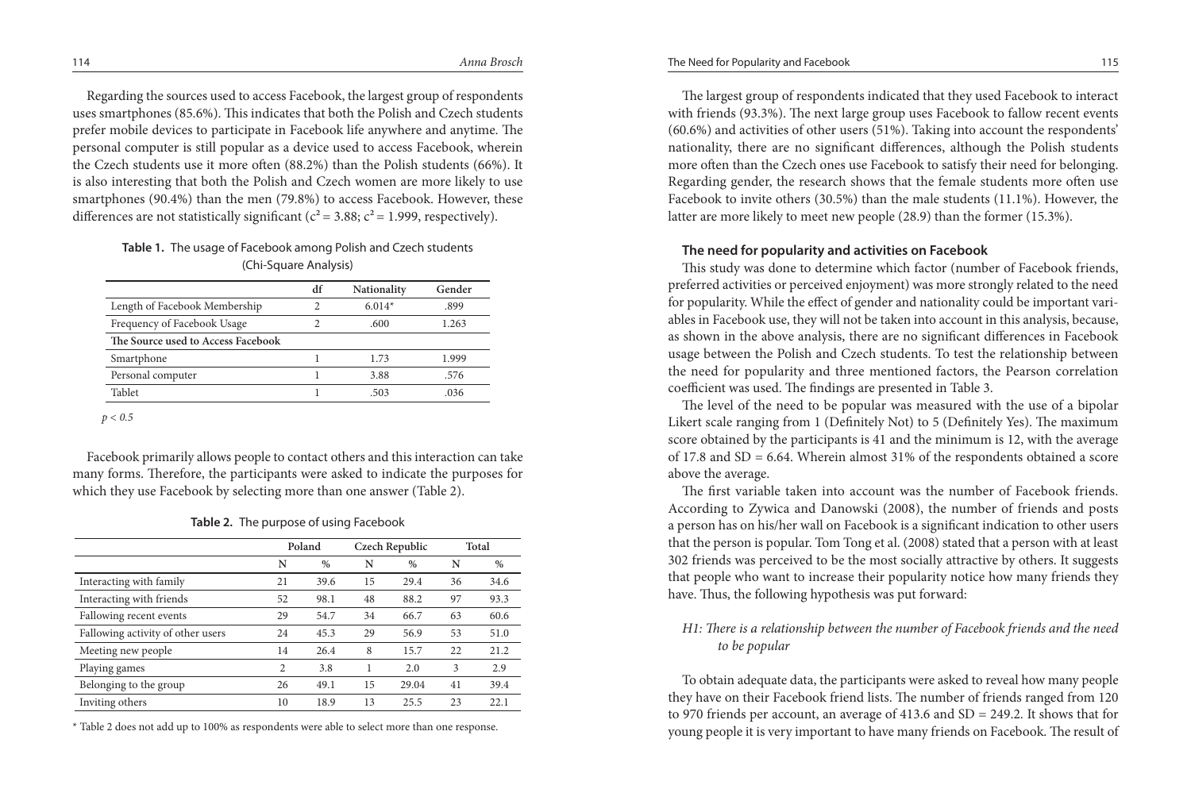Regarding the sources used to access Facebook, the largest group of respondents uses smartphones (85.6%). This indicates that both the Polish and Czech students prefer mobile devices to participate in Facebook life anywhere and anytime. The personal computer is still popular as a device used to access Facebook, wherein the Czech students use it more often (88.2%) than the Polish students (66%). It is also interesting that both the Polish and Czech women are more likely to use smartphones (90.4%) than the men (79.8%) to access Facebook. However, these differences are not statistically significant ($c^2 = 3.88$; $c^2 = 1.999$, respectively).

**Table 1.** The usage of Facebook among Polish and Czech students (Chi-Square Analysis)

| | df | Nationality | Gender |
|---|---|---|---|
| Length of Facebook Membership | 2 | 6.014* | .899 |
| Frequency of Facebook Usage | 2 | .600 | 1.263 |
| **The Source used to Access Facebook** | | | |
| Smartphone | 1 | 1.73 | 1.999 |
| Personal computer | 1 | 3.88 | .576 |
| Tablet | 1 | .503 | .036 |

*p < 0.5*

Facebook primarily allows people to contact others and this interaction can take many forms. Therefore, the participants were asked to indicate the purposes for which they use Facebook by selecting more than one answer (Table 2).

**Table 2.** The purpose of using Facebook

| | Poland | | Czech Republic | | Total | |
|---|---|---|---|---|---|---|
| | N | % | N | % | N | % |
| Interacting with family | 21 | 39.6 | 15 | 29.4 | 36 | 34.6 |
| Interacting with friends | 52 | 98.1 | 48 | 88.2 | 97 | 93.3 |
| Fallowing recent events | 29 | 54.7 | 34 | 66.7 | 63 | 60.6 |
| Fallowing activity of other users | 24 | 45.3 | 29 | 56.9 | 53 | 51.0 |
| Meeting new people | 14 | 26.4 | 8 | 15.7 | 22 | 21.2 |
| Playing games | 2 | 3.8 | 1 | 2.0 | 3 | 2.9 |
| Belonging to the group | 26 | 49.1 | 15 | 29.04 | 41 | 39.4 |
| Inviting others | 10 | 18.9 | 13 | 25.5 | 23 | 22.1 |

\* Table 2 does not add up to 100% as respondents were able to select more than one response.

The largest group of respondents indicated that they used Facebook to interact with friends (93.3%). The next large group uses Facebook to fallow recent events (60.6%) and activities of other users (51%). Taking into account the respondents' nationality, there are no significant differences, although the Polish students more often than the Czech ones use Facebook to satisfy their need for belonging. Regarding gender, the research shows that the female students more often use Facebook to invite others (30.5%) than the male students (11.1%). However, the latter are more likely to meet new people (28.9) than the former (15.3%).

### The need for popularity and activities on Facebook

This study was done to determine which factor (number of Facebook friends, preferred activities or perceived enjoyment) was more strongly related to the need for popularity. While the effect of gender and nationality could be important variables in Facebook use, they will not be taken into account in this analysis, because, as shown in the above analysis, there are no significant differences in Facebook usage between the Polish and Czech students. To test the relationship between the need for popularity and three mentioned factors, the Pearson correlation coefficient was used. The findings are presented in Table 3.

The level of the need to be popular was measured with the use of a bipolar Likert scale ranging from 1 (Definitely Not) to 5 (Definitely Yes). The maximum score obtained by the participants is 41 and the minimum is 12, with the average of 17.8 and SD = 6.64. Wherein almost 31% of the respondents obtained a score above the average.

The first variable taken into account was the number of Facebook friends. According to Zywica and Danowski (2008), the number of friends and posts a person has on his/her wall on Facebook is a significant indication to other users that the person is popular. Tom Tong et al. (2008) stated that a person with at least 302 friends was perceived to be the most socially attractive by others. It suggests that people who want to increase their popularity notice how many friends they have. Thus, the following hypothesis was put forward:

*H1: There is a relationship between the number of Facebook friends and the need to be popular*

To obtain adequate data, the participants were asked to reveal how many people they have on their Facebook friend lists. The number of friends ranged from 120 to 970 friends per account, an average of 413.6 and SD = 249.2. It shows that for young people it is very important to have many friends on Facebook. The result of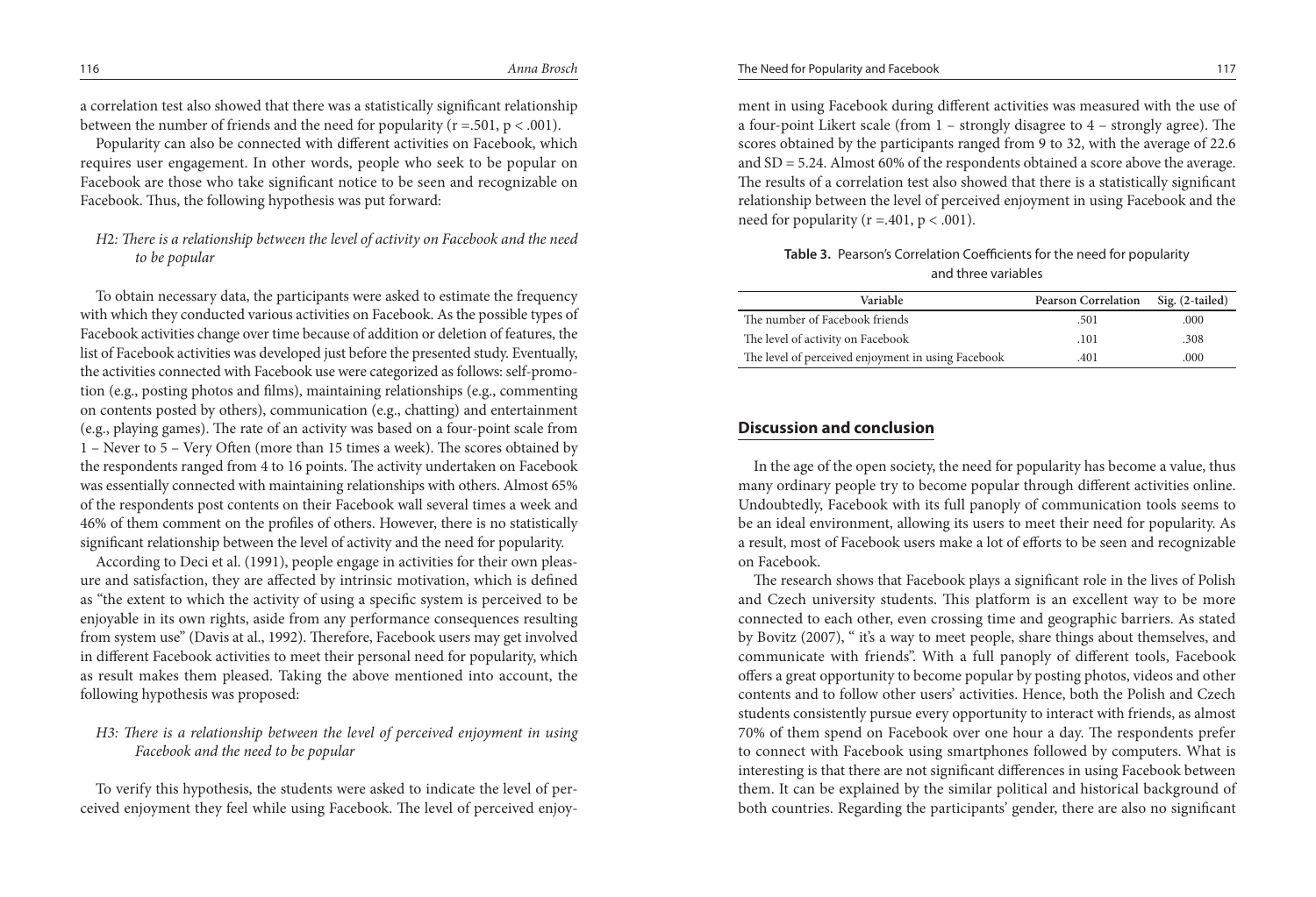a correlation test also showed that there was a statistically significant relationship between the number of friends and the need for popularity ($r = .501$, $p < .001$).

Popularity can also be connected with different activities on Facebook, which requires user engagement. In other words, people who seek to be popular on Facebook are those who take significant notice to be seen and recognizable on Facebook. Thus, the following hypothesis was put forward:

*H2: There is a relationship between the level of activity on Facebook and the need to be popular*

To obtain necessary data, the participants were asked to estimate the frequency with which they conducted various activities on Facebook. As the possible types of Facebook activities change over time because of addition or deletion of features, the list of Facebook activities was developed just before the presented study. Eventually, the activities connected with Facebook use were categorized as follows: self-promotion (e.g., posting photos and films), maintaining relationships (e.g., commenting on contents posted by others), communication (e.g., chatting) and entertainment (e.g., playing games). The rate of an activity was based on a four-point scale from 1 – Never to 5 – Very Often (more than 15 times a week). The scores obtained by the respondents ranged from 4 to 16 points. The activity undertaken on Facebook was essentially connected with maintaining relationships with others. Almost 65% of the respondents post contents on their Facebook wall several times a week and 46% of them comment on the profiles of others. However, there is no statistically significant relationship between the level of activity and the need for popularity.

According to Deci et al. (1991), people engage in activities for their own pleasure and satisfaction, they are affected by intrinsic motivation, which is defined as "the extent to which the activity of using a specific system is perceived to be enjoyable in its own rights, aside from any performance consequences resulting from system use" (Davis at al., 1992). Therefore, Facebook users may get involved in different Facebook activities to meet their personal need for popularity, which as result makes them pleased. Taking the above mentioned into account, the following hypothesis was proposed:

*H3: There is a relationship between the level of perceived enjoyment in using Facebook and the need to be popular*

To verify this hypothesis, the students were asked to indicate the level of perceived enjoyment they feel while using Facebook. The level of perceived enjoyment in using Facebook during different activities was measured with the use of a four-point Likert scale (from 1 – strongly disagree to 4 – strongly agree). The scores obtained by the participants ranged from 9 to 32, with the average of 22.6 and SD = 5.24. Almost 60% of the respondents obtained a score above the average. The results of a correlation test also showed that there is a statistically significant relationship between the level of perceived enjoyment in using Facebook and the need for popularity ($r = .401$, $p < .001$).

**Table 3.** Pearson's Correlation Coefficients for the need for popularity and three variables

| Variable | Pearson Correlation | Sig. (2-tailed) |
|---|---|---|
| The number of Facebook friends | .501 | .000 |
| The level of activity on Facebook | .101 | .308 |
| The level of perceived enjoyment in using Facebook | .401 | .000 |

## Discussion and conclusion

In the age of the open society, the need for popularity has become a value, thus many ordinary people try to become popular through different activities online. Undoubtedly, Facebook with its full panoply of communication tools seems to be an ideal environment, allowing its users to meet their need for popularity. As a result, most of Facebook users make a lot of efforts to be seen and recognizable on Facebook.

The research shows that Facebook plays a significant role in the lives of Polish and Czech university students. This platform is an excellent way to be more connected to each other, even crossing time and geographic barriers. As stated by Bovitz (2007), " it's a way to meet people, share things about themselves, and communicate with friends". With a full panoply of different tools, Facebook offers a great opportunity to become popular by posting photos, videos and other contents and to follow other users' activities. Hence, both the Polish and Czech students consistently pursue every opportunity to interact with friends, as almost 70% of them spend on Facebook over one hour a day. The respondents prefer to connect with Facebook using smartphones followed by computers. What is interesting is that there are not significant differences in using Facebook between them. It can be explained by the similar political and historical background of both countries. Regarding the participants' gender, there are also no significant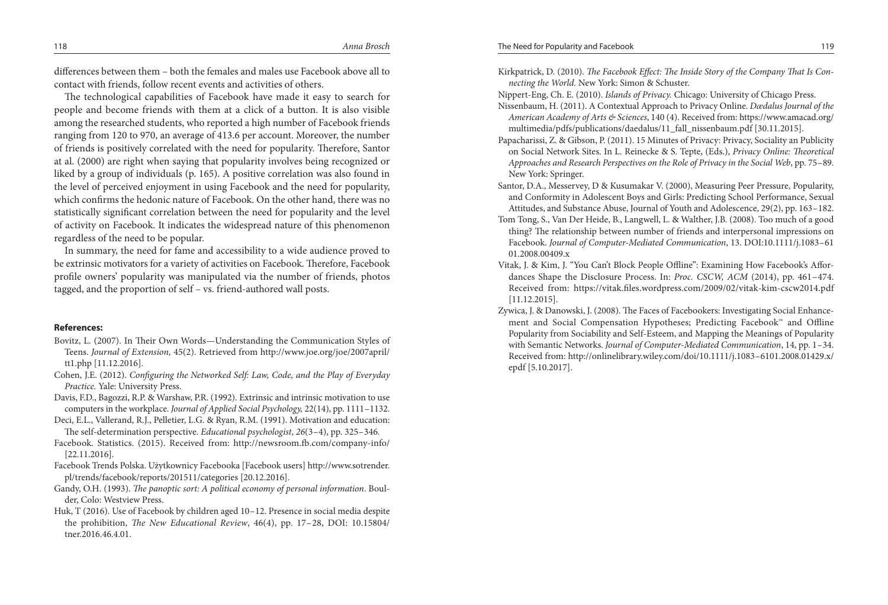differences between them – both the females and males use Facebook above all to contact with friends, follow recent events and activities of others.

The technological capabilities of Facebook have made it easy to search for people and become friends with them at a click of a button. It is also visible among the researched students, who reported a high number of Facebook friends ranging from 120 to 970, an average of 413.6 per account. Moreover, the number of friends is positively correlated with the need for popularity. Therefore, Santor at al. (2000) are right when saying that popularity involves being recognized or liked by a group of individuals (p. 165). A positive correlation was also found in the level of perceived enjoyment in using Facebook and the need for popularity, which confirms the hedonic nature of Facebook. On the other hand, there was no statistically significant correlation between the need for popularity and the level of activity on Facebook. It indicates the widespread nature of this phenomenon regardless of the need to be popular.

In summary, the need for fame and accessibility to a wide audience proved to be extrinsic motivators for a variety of activities on Facebook. Therefore, Facebook profile owners' popularity was manipulated via the number of friends, photos tagged, and the proportion of self – vs. friend-authored wall posts.

**References:**

Bovitz, L. (2007). In Their Own Words—Understanding the Communication Styles of Teens. *Journal of Extension,* 45(2). Retrieved from http://www.joe.org/joe/2007april/tt1.php [11.12.2016].

Cohen, J.E. (2012). *Configuring the Networked Self: Law, Code, and the Play of Everyday Practice.* Yale: University Press.

Davis, F.D., Bagozzi, R.P. & Warshaw, P.R. (1992). Extrinsic and intrinsic motivation to use computers in the workplace. *Journal of Applied Social Psychology,* 22(14), pp. 1111–1132.

Deci, E.L., Vallerand, R.J., Pelletier, L.G. & Ryan, R.M. (1991). Motivation and education: The self-determination perspective. *Educational psychologist*, *26*(3–4), pp. 325–346.

Facebook. Statistics. (2015). Received from: http://newsroom.fb.com/company-info/ [22.11.2016].

Facebook Trends Polska. Użytkownicy Facebooka [Facebook users] http://www.sotrender.pl/trends/facebook/reports/201511/categories [20.12.2016].

Gandy, O.H. (1993). *The panoptic sort: A political economy of personal information*. Boulder, Colo: Westview Press.

Huk, T (2016). Use of Facebook by children aged 10–12. Presence in social media despite the prohibition, *The New Educational Review*, 46(4), pp. 17–28, DOI: 10.15804/tner.2016.46.4.01.

Kirkpatrick, D. (2010). *The Facebook Effect: The Inside Story of the Company That Is Connecting the World.* New York: Simon & Schuster.

Nippert-Eng, Ch. E. (2010). *Islands of Privacy.* Chicago: University of Chicago Press.

Nissenbaum, H. (2011). A Contextual Approach to Privacy Online. *Dædalus Journal of the American Academy of Arts & Sciences*, 140 (4). Received from: https://www.amacad.org/multimedia/pdfs/publications/daedalus/11_fall_nissenbaum.pdf [30.11.2015].

Papacharissi, Z. & Gibson, P. (2011). 15 Minutes of Privacy: Privacy, Sociality an Publicity on Social Network Sites. In L. Reinecke & S. Tepte, (Eds.), *Privacy Online: Theoretical Approaches and Research Perspectives on the Role of Privacy in the Social Web*, pp. 75–89. New York: Springer.

Santor, D.A., Messervey, D & Kusumakar V. (2000), Measuring Peer Pressure, Popularity, and Conformity in Adolescent Boys and Girls: Predicting School Performance, Sexual Attitudes, and Substance Abuse, Journal of Youth and Adolescence, 29(2), pp. 163–182.

Tom Tong, S., Van Der Heide, B., Langwell, L. & Walther, J.B. (2008). Too much of a good thing? The relationship between number of friends and interpersonal impressions on Facebook. *Journal of Computer-Mediated Communication*, 13. DOI:10.1111/j.1083–6101.2008.00409.x

Vitak, J. & Kim, J. "You Can't Block People Offline": Examining How Facebook's Affordances Shape the Disclosure Process. In: *Proc. CSCW, ACM* (2014), pp. 461–474. Received from: https://vitak.files.wordpress.com/2009/02/vitak-kim-cscw2014.pdf [11.12.2015].

Zywica, J. & Danowski, J. (2008). The Faces of Facebookers: Investigating Social Enhancement and Social Compensation Hypotheses; Predicting Facebook™ and Offline Popularity from Sociability and Self-Esteem, and Mapping the Meanings of Popularity with Semantic Networks. *Journal of Computer-Mediated Communication*, 14, pp. 1–34. Received from: http://onlinelibrary.wiley.com/doi/10.1111/j.1083–6101.2008.01429.x/epdf [5.10.2017].